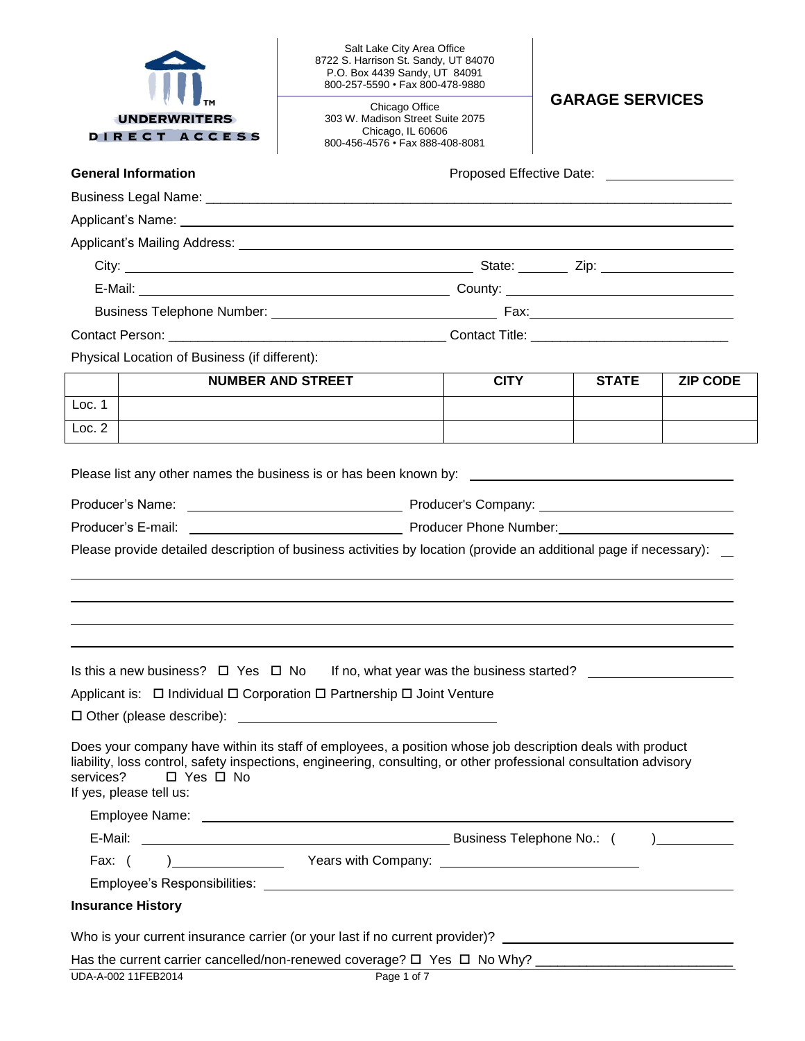UNDERWRITERS DIRECT ACCESS™

Salt Lake City Area Office
8722 S. Harrison St. Sandy, UT 84070
P.O. Box 4439 Sandy, UT 84091
800-257-5590 • Fax 800-478-9880

Chicago Office
303 W. Madison Street Suite 2075
Chicago, IL 60606
800-456-4576 • Fax 888-408-8081

# GARAGE SERVICES

**General Information** Proposed Effective Date: ________________

Business Legal Name: ____________________________________________

Applicant's Name: ____________________________________________

Applicant's Mailing Address: ____________________________________________

City: ______________________ State: ________ Zip: ______________

E-Mail: ______________________ County: ______________________

Business Telephone Number: ______________________ Fax: ______________________

Contact Person: ______________________ Contact Title: ______________________

Physical Location of Business (if different):

| | NUMBER AND STREET | CITY | STATE | ZIP CODE |
|---|---|---|---|---|
| Loc. 1 | | | | |
| Loc. 2 | | | | |

Please list any other names the business is or has been known by: ______________________

Producer's Name: ______________________ Producer's Company: ______________________

Producer's E-mail: ______________________ Producer Phone Number: ______________________

Please provide detailed description of business activities by location (provide an additional page if necessary): ____

____________________________________________

____________________________________________

____________________________________________

____________________________________________

Is this a new business? ☐ Yes ☐ No If no, what year was the business started? ______________

Applicant is: ☐ Individual ☐ Corporation ☐ Partnership ☐ Joint Venture

☐ Other (please describe): ______________________

Does your company have within its staff of employees, a position whose job description deals with product liability, loss control, safety inspections, engineering, consulting, or other professional consultation advisory services? ☐ Yes ☐ No

If yes, please tell us:

Employee Name: ____________________________________________

E-Mail: ______________________ Business Telephone No.: ( ) __________

Fax: ( ) ______________ Years with Company: ______________________

Employee's Responsibilities: ____________________________________________

**Insurance History**

Who is your current insurance carrier (or your last if no current provider)? ______________________

Has the current carrier cancelled/non-renewed coverage? ☐ Yes ☐ No Why? ______________________

UDA-A-002 11FEB2014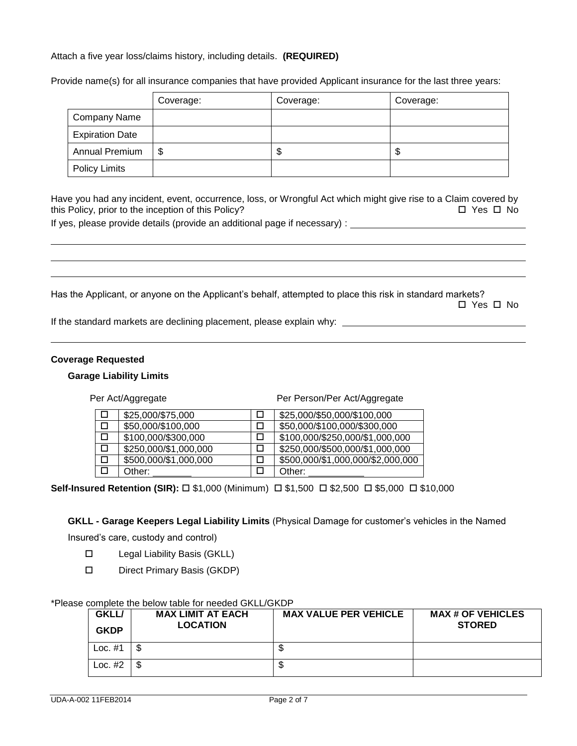Attach a five year loss/claims history, including details. **(REQUIRED)**

Provide name(s) for all insurance companies that have provided Applicant insurance for the last three years:

| | Coverage: | Coverage: | Coverage: |
|---|---|---|---|
| Company Name | | | |
| Expiration Date | | | |
| Annual Premium | $ | $ | $ |
| Policy Limits | | | |

Have you had any incident, event, occurrence, loss, or Wrongful Act which might give rise to a Claim covered by this Policy, prior to the inception of this Policy? ☐ Yes ☐ No

If yes, please provide details (provide an additional page if necessary) : ______________________________

______________________________________________________________________________

______________________________________________________________________________

______________________________________________________________________________

Has the Applicant, or anyone on the Applicant's behalf, attempted to place this risk in standard markets? ☐ Yes ☐ No

If the standard markets are declining placement, please explain why: ______________________________

______________________________________________________________________________

**Coverage Requested**

**Garage Liability Limits**

| | Per Act/Aggregate | | Per Person/Per Act/Aggregate |
|---|---|---|---|
| ☐ | $25,000/$75,000 | ☐ | $25,000/$50,000/$100,000 |
| ☐ | $50,000/$100,000 | ☐ | $50,000/$100,000/$300,000 |
| ☐ | $100,000/$300,000 | ☐ | $100,000/$250,000/$1,000,000 |
| ☐ | $250,000/$1,000,000 | ☐ | $250,000/$500,000/$1,000,000 |
| ☐ | $500,000/$1,000,000 | ☐ | $500,000/$1,000,000/$2,000,000 |
| ☐ | Other: _______ | ☐ | Other: __________ |

**Self-Insured Retention (SIR):** ☐ $1,000 (Minimum) ☐ $1,500 ☐ $2,500 ☐ $5,000 ☐ $10,000

**GKLL - Garage Keepers Legal Liability Limits** (Physical Damage for customer's vehicles in the Named Insured's care, custody and control)

- ☐ Legal Liability Basis (GKLL)
- ☐ Direct Primary Basis (GKDP)

*Please complete the below table for needed GKLL/GKDP

| GKLL/ GKDP | MAX LIMIT AT EACH LOCATION | MAX VALUE PER VEHICLE | MAX # OF VEHICLES STORED |
|---|---|---|---|
| Loc. #1 | $ | $ | |
| Loc. #2 | $ | $ | |

UDA-A-002 11FEB2014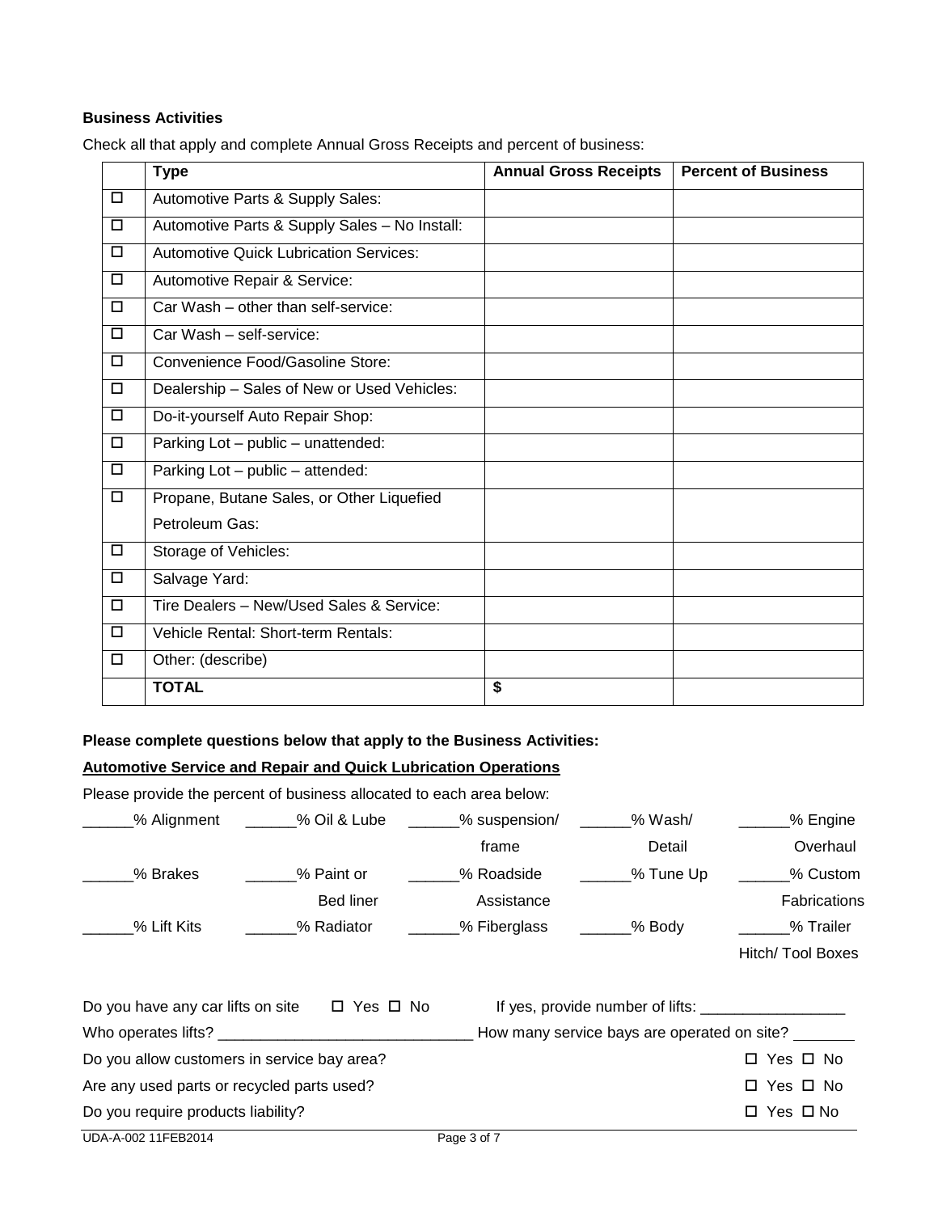**Business Activities**

Check all that apply and complete Annual Gross Receipts and percent of business:

| | Type | Annual Gross Receipts | Percent of Business |
|---|---|---|---|
| ☐ | Automotive Parts & Supply Sales: | | |
| ☐ | Automotive Parts & Supply Sales – No Install: | | |
| ☐ | Automotive Quick Lubrication Services: | | |
| ☐ | Automotive Repair & Service: | | |
| ☐ | Car Wash – other than self-service: | | |
| ☐ | Car Wash – self-service: | | |
| ☐ | Convenience Food/Gasoline Store: | | |
| ☐ | Dealership – Sales of New or Used Vehicles: | | |
| ☐ | Do-it-yourself Auto Repair Shop: | | |
| ☐ | Parking Lot – public – unattended: | | |
| ☐ | Parking Lot – public – attended: | | |
| ☐ | Propane, Butane Sales, or Other Liquefied Petroleum Gas: | | |
| ☐ | Storage of Vehicles: | | |
| ☐ | Salvage Yard: | | |
| ☐ | Tire Dealers – New/Used Sales & Service: | | |
| ☐ | Vehicle Rental: Short-term Rentals: | | |
| ☐ | Other: (describe) | | |
| | **TOTAL** | **$** | |

**Please complete questions below that apply to the Business Activities:**

**Automotive Service and Repair and Quick Lubrication Operations**

Please provide the percent of business allocated to each area below:

| | | | | |
|---|---|---|---|---|
| ______% Alignment | ______% Oil & Lube | ______% suspension/ frame | ______% Wash/ Detail | ______% Engine Overhaul |
| ______% Brakes | ______% Paint or Bed liner | ______% Roadside Assistance | ______% Tune Up | ______% Custom Fabrications |
| ______% Lift Kits | ______% Radiator | ______% Fiberglass | ______% Body | ______% Trailer Hitch/ Tool Boxes |

Do you have any car lifts on site ☐ Yes ☐ No If yes, provide number of lifts: _________________

Who operates lifts? ______________________________ How many service bays are operated on site? _______

Do you allow customers in service bay area? ☐ Yes ☐ No

Are any used parts or recycled parts used? ☐ Yes ☐ No

Do you require products liability? ☐ Yes ☐ No

UDA-A-002 11FEB2014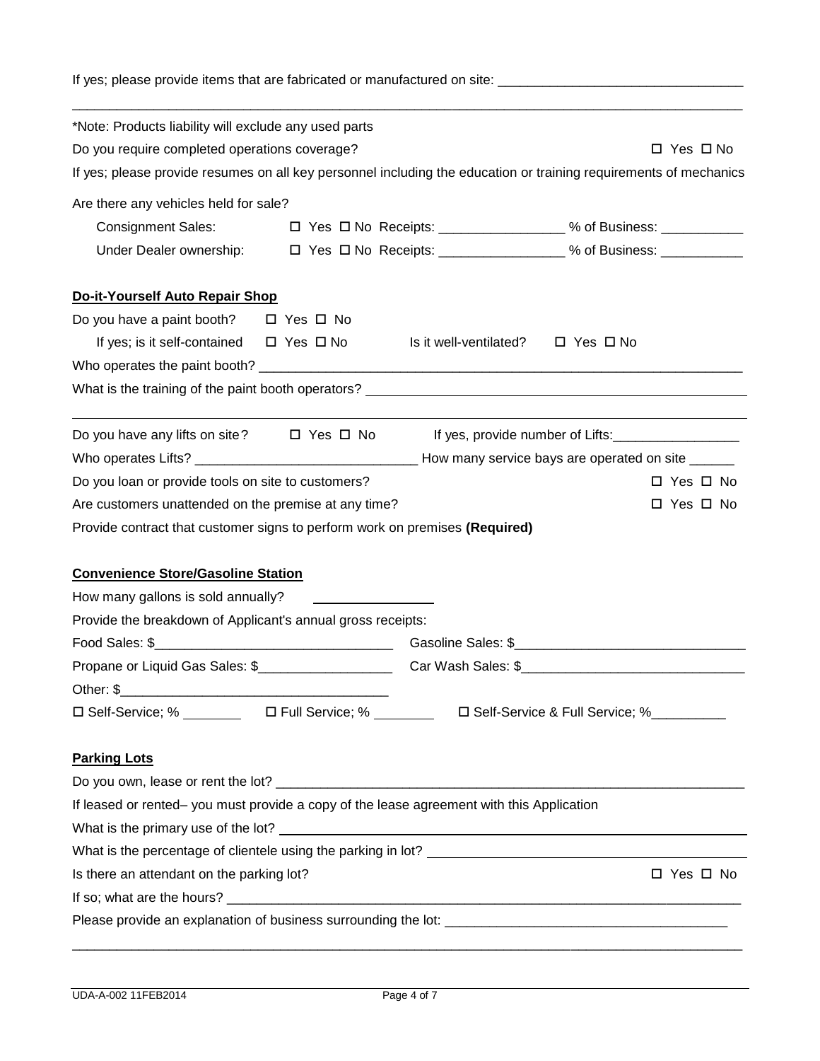If yes; please provide items that are fabricated or manufactured on site: ________________________________

______________________________________________________________________________________

*Note: Products liability will exclude any used parts

Do you require completed operations coverage? ☐ Yes ☐ No

If yes; please provide resumes on all key personnel including the education or training requirements of mechanics

Are there any vehicles held for sale?

Consignment Sales: ☐ Yes ☐ No Receipts: ________________ % of Business: ___________

Under Dealer ownership: ☐ Yes ☐ No Receipts: ________________ % of Business: ___________

**Do-it-Yourself Auto Repair Shop**

Do you have a paint booth? ☐ Yes ☐ No

If yes; is it self-contained ☐ Yes ☐ No Is it well-ventilated? ☐ Yes ☐ No

Who operates the paint booth? ________________________________________________________________

What is the training of the paint booth operators? ______________________________________________

______________________________________________________________________________________

Do you have any lifts on site? ☐ Yes ☐ No If yes, provide number of Lifts:________________

Who operates Lifts? _____________________________ How many service bays are operated on site ______

Do you loan or provide tools on site to customers? ☐ Yes ☐ No

Are customers unattended on the premise at any time? ☐ Yes ☐ No

Provide contract that customer signs to perform work on premises **(Required)**

**Convenience Store/Gasoline Station**

How many gallons is sold annually? ________________

Provide the breakdown of Applicant's annual gross receipts:

Food Sales: $_______________________________ Gasoline Sales: $______________________________

Propane or Liquid Gas Sales: $__________________ Car Wash Sales: $_____________________________

Other: $___________________________________

☐ Self-Service; % ________ ☐ Full Service; % ________ ☐ Self-Service & Full Service; %__________

**Parking Lots**

Do you own, lease or rent the lot? _______________________________________________________________

If leased or rented– you must provide a copy of the lease agreement with this Application

What is the primary use of the lot? ______________________________________________________________

What is the percentage of clientele using the parking in lot? ________________________________________

Is there an attendant on the parking lot? ☐ Yes ☐ No

If so; what are the hours? ______________________________________________________________________

Please provide an explanation of business surrounding the lot: _____________________________________

______________________________________________________________________________________

UDA-A-002 11FEB2014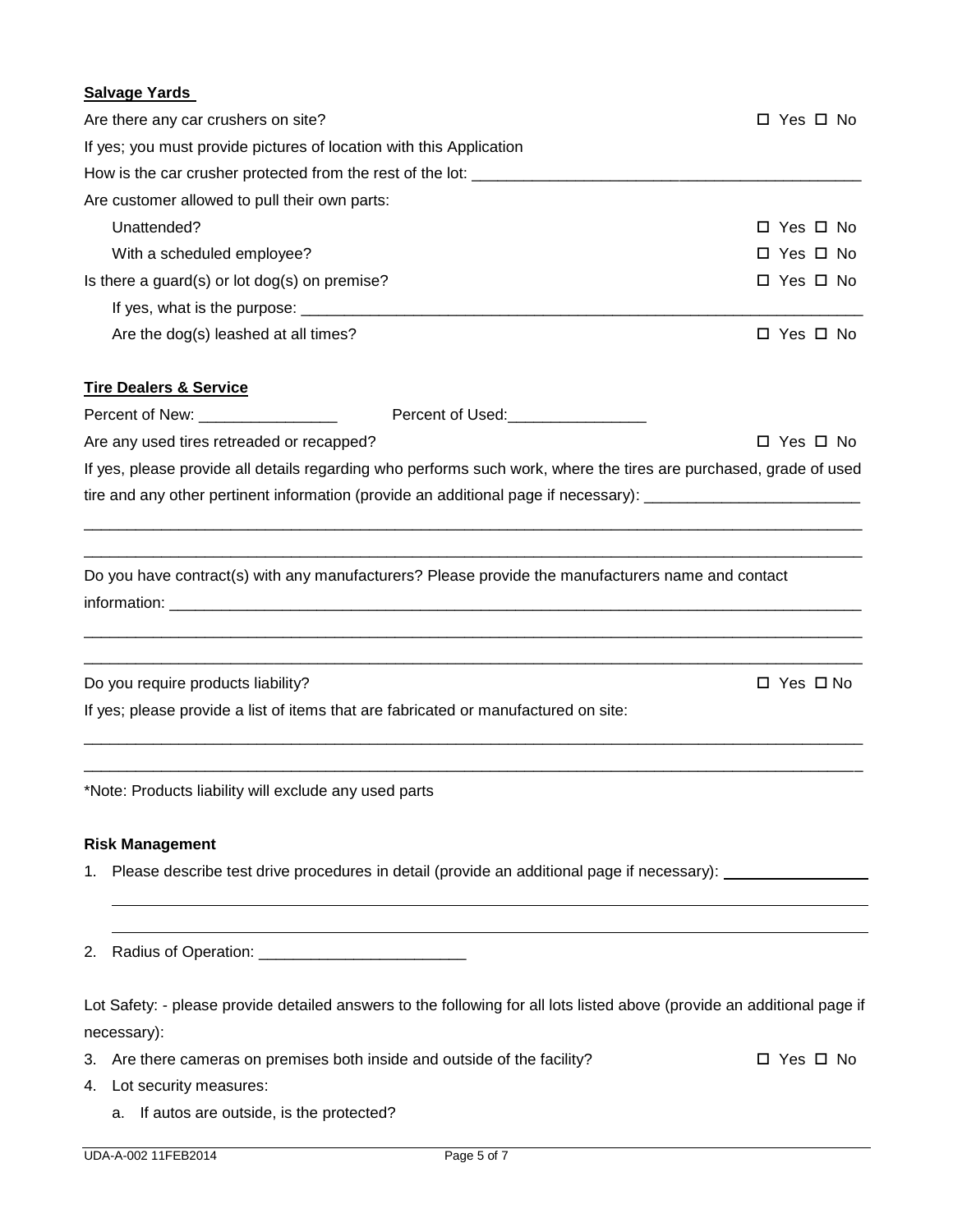**Salvage Yards**

Are there any car crushers on site? ☐ Yes ☐ No

If yes; you must provide pictures of location with this Application

How is the car crusher protected from the rest of the lot: ____________________________________________

Are customer allowed to pull their own parts:

Unattended? ☐ Yes ☐ No

With a scheduled employee? ☐ Yes ☐ No

Is there a guard(s) or lot dog(s) on premise? ☐ Yes ☐ No

If yes, what is the purpose: ____________________________________________

Are the dog(s) leashed at all times? ☐ Yes ☐ No

**Tire Dealers & Service**

Percent of New: ________________ Percent of Used:________________

Are any used tires retreaded or recapped? ☐ Yes ☐ No

If yes, please provide all details regarding who performs such work, where the tires are purchased, grade of used tire and any other pertinent information (provide an additional page if necessary): ________________________

____________________________________________________________________________________________

____________________________________________________________________________________________

Do you have contract(s) with any manufacturers? Please provide the manufacturers name and contact information: ____________________________________________________________________________

____________________________________________________________________________________________

____________________________________________________________________________________________

Do you require products liability? ☐ Yes ☐ No

If yes; please provide a list of items that are fabricated or manufactured on site:

____________________________________________________________________________________________

____________________________________________________________________________________________

*Note: Products liability will exclude any used parts

**Risk Management**

1. Please describe test drive procedures in detail (provide an additional page if necessary): ________________

   ____________________________________________________________________________________________

   ____________________________________________________________________________________________

2. Radius of Operation: ________________________

Lot Safety: - please provide detailed answers to the following for all lots listed above (provide an additional page if necessary):

3. Are there cameras on premises both inside and outside of the facility? ☐ Yes ☐ No
4. Lot security measures:
   a. If autos are outside, is the protected?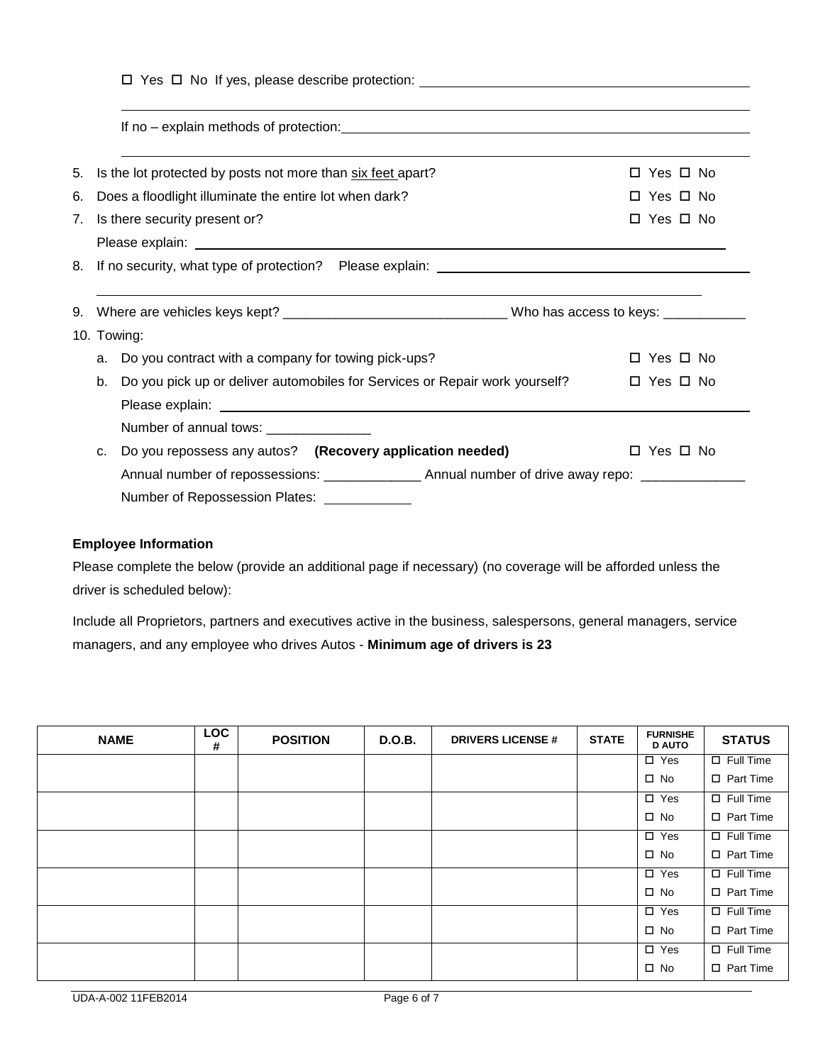☐ Yes ☐ No If yes, please describe protection: ______________________________________________

______________________________________________________________________________

If no – explain methods of protection: ______________________________________________

______________________________________________________________________________

5. Is the lot protected by posts not more than six feet apart? ☐ Yes ☐ No
6. Does a floodlight illuminate the entire lot when dark? ☐ Yes ☐ No
7. Is there security present or? ☐ Yes ☐ No

   Please explain: ______________________________________________

8. If no security, what type of protection? Please explain: ______________________________________________

   ______________________________________________________________________________

9. Where are vehicles keys kept? ______________________________ Who has access to keys: ___________
10. Towing:
    a. Do you contract with a company for towing pick-ups? ☐ Yes ☐ No
    b. Do you pick up or deliver automobiles for Services or Repair work yourself? ☐ Yes ☐ No

       Please explain: ______________________________________________

       Number of annual tows: ______________

    c. Do you repossess any autos? **(Recovery application needed)** ☐ Yes ☐ No

       Annual number of repossessions: _____________ Annual number of drive away repo: ______________

       Number of Repossession Plates: ___________

**Employee Information**

Please complete the below (provide an additional page if necessary) (no coverage will be afforded unless the driver is scheduled below):

Include all Proprietors, partners and executives active in the business, salespersons, general managers, service managers, and any employee who drives Autos - **Minimum age of drivers is 23**

| NAME | LOC # | POSITION | D.O.B. | DRIVERS LICENSE # | STATE | FURNISHED AUTO | STATUS |
|---|---|---|---|---|---|---|---|
| | | | | | | ☐ Yes ☐ No | ☐ Full Time ☐ Part Time |
| | | | | | | ☐ Yes ☐ No | ☐ Full Time ☐ Part Time |
| | | | | | | ☐ Yes ☐ No | ☐ Full Time ☐ Part Time |
| | | | | | | ☐ Yes ☐ No | ☐ Full Time ☐ Part Time |
| | | | | | | ☐ Yes ☐ No | ☐ Full Time ☐ Part Time |
| | | | | | | ☐ Yes ☐ No | ☐ Full Time ☐ Part Time |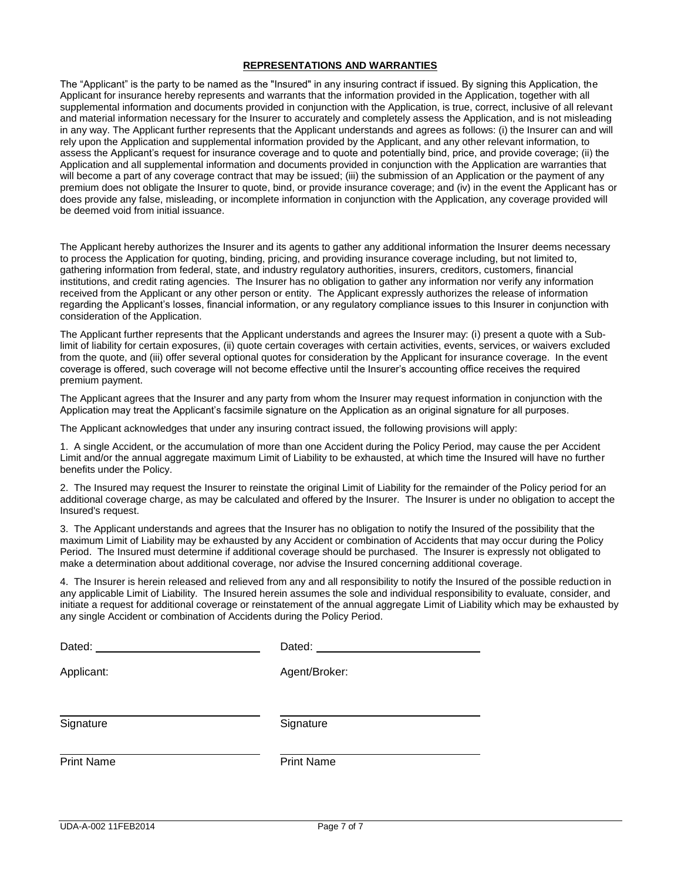## REPRESENTATIONS AND WARRANTIES

The "Applicant" is the party to be named as the "Insured" in any insuring contract if issued. By signing this Application, the Applicant for insurance hereby represents and warrants that the information provided in the Application, together with all supplemental information and documents provided in conjunction with the Application, is true, correct, inclusive of all relevant and material information necessary for the Insurer to accurately and completely assess the Application, and is not misleading in any way. The Applicant further represents that the Applicant understands and agrees as follows: (i) the Insurer can and will rely upon the Application and supplemental information provided by the Applicant, and any other relevant information, to assess the Applicant's request for insurance coverage and to quote and potentially bind, price, and provide coverage; (ii) the Application and all supplemental information and documents provided in conjunction with the Application are warranties that will become a part of any coverage contract that may be issued; (iii) the submission of an Application or the payment of any premium does not obligate the Insurer to quote, bind, or provide insurance coverage; and (iv) in the event the Applicant has or does provide any false, misleading, or incomplete information in conjunction with the Application, any coverage provided will be deemed void from initial issuance.

The Applicant hereby authorizes the Insurer and its agents to gather any additional information the Insurer deems necessary to process the Application for quoting, binding, pricing, and providing insurance coverage including, but not limited to, gathering information from federal, state, and industry regulatory authorities, insurers, creditors, customers, financial institutions, and credit rating agencies. The Insurer has no obligation to gather any information nor verify any information received from the Applicant or any other person or entity. The Applicant expressly authorizes the release of information regarding the Applicant's losses, financial information, or any regulatory compliance issues to this Insurer in conjunction with consideration of the Application.

The Applicant further represents that the Applicant understands and agrees the Insurer may: (i) present a quote with a Sub-limit of liability for certain exposures, (ii) quote certain coverages with certain activities, events, services, or waivers excluded from the quote, and (iii) offer several optional quotes for consideration by the Applicant for insurance coverage. In the event coverage is offered, such coverage will not become effective until the Insurer's accounting office receives the required premium payment.

The Applicant agrees that the Insurer and any party from whom the Insurer may request information in conjunction with the Application may treat the Applicant's facsimile signature on the Application as an original signature for all purposes.

The Applicant acknowledges that under any insuring contract issued, the following provisions will apply:

1. A single Accident, or the accumulation of more than one Accident during the Policy Period, may cause the per Accident Limit and/or the annual aggregate maximum Limit of Liability to be exhausted, at which time the Insured will have no further benefits under the Policy.

2. The Insured may request the Insurer to reinstate the original Limit of Liability for the remainder of the Policy period for an additional coverage charge, as may be calculated and offered by the Insurer. The Insurer is under no obligation to accept the Insured's request.

3. The Applicant understands and agrees that the Insurer has no obligation to notify the Insured of the possibility that the maximum Limit of Liability may be exhausted by any Accident or combination of Accidents that may occur during the Policy Period. The Insured must determine if additional coverage should be purchased. The Insurer is expressly not obligated to make a determination about additional coverage, nor advise the Insured concerning additional coverage.

4. The Insurer is herein released and relieved from any and all responsibility to notify the Insured of the possible reduction in any applicable Limit of Liability. The Insured herein assumes the sole and individual responsibility to evaluate, consider, and initiate a request for additional coverage or reinstatement of the annual aggregate Limit of Liability which may be exhausted by any single Accident or combination of Accidents during the Policy Period.

| | |
|---|---|
| Dated: ______________________ | Dated: ______________________ |
| Applicant: | Agent/Broker: |
| ______________________ | ______________________ |
| Signature | Signature |
| ______________________ | ______________________ |
| Print Name | Print Name |

UDA-A-002 11FEB2014